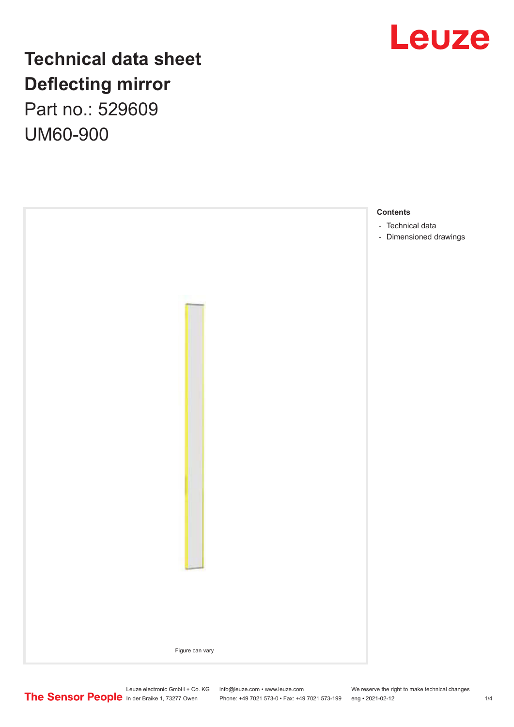# Technical data sheet
# Deflecting mirror

Part no.: 529609

UM60-900

Figure can vary

**Contents**

- Technical data
- Dimensioned drawings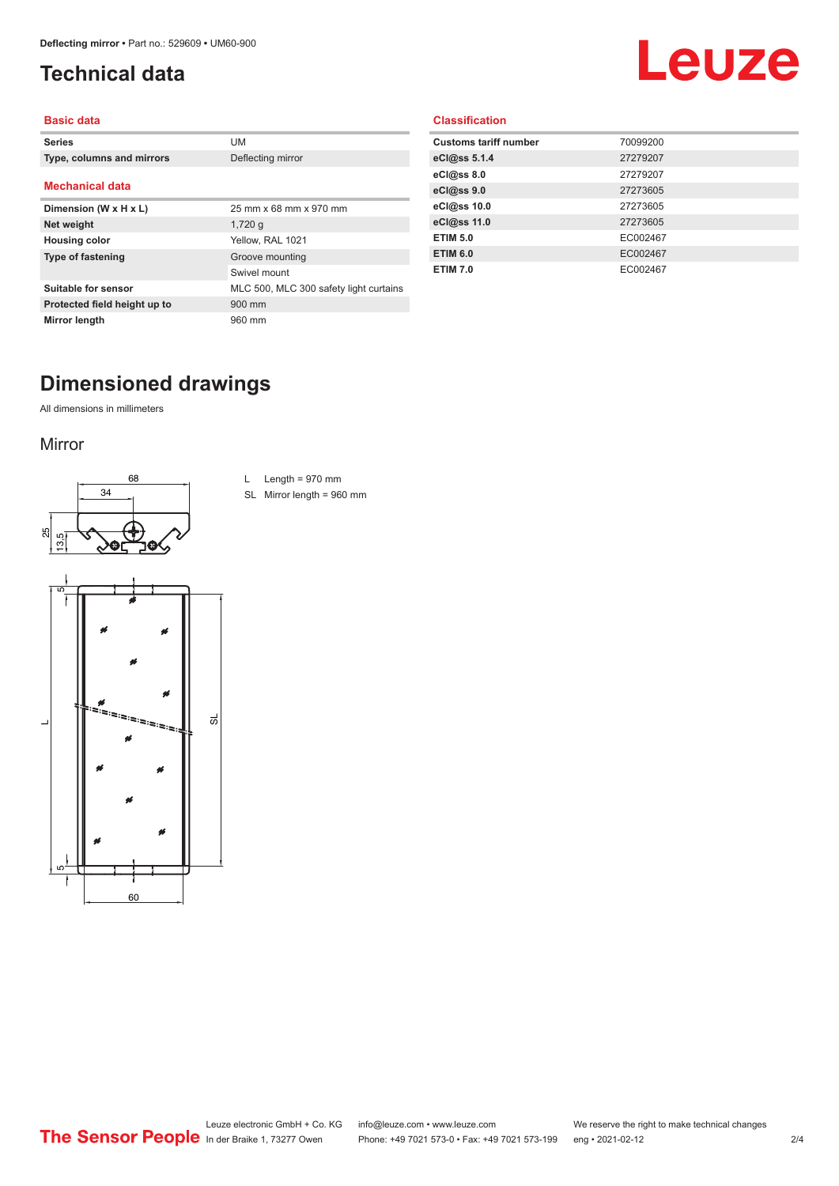# Technical data

## Basic data

| Series | UM |
|---|---|
| Type, columns and mirrors | Deflecting mirror |

## Mechanical data

| Dimension (W x H x L) | 25 mm x 68 mm x 970 mm |
|---|---|
| Net weight | 1,720 g |
| Housing color | Yellow, RAL 1021 |
| Type of fastening | Groove mounting |
| | Swivel mount |
| Suitable for sensor | MLC 500, MLC 300 safety light curtains |
| Protected field height up to | 900 mm |
| Mirror length | 960 mm |

## Classification

| Customs tariff number | 70099200 |
|---|---|
| eCl@ss 5.1.4 | 27279207 |
| eCl@ss 8.0 | 27279207 |
| eCl@ss 9.0 | 27273605 |
| eCl@ss 10.0 | 27273605 |
| eCl@ss 11.0 | 27273605 |
| ETIM 5.0 | EC002467 |
| ETIM 6.0 | EC002467 |
| ETIM 7.0 | EC002467 |

# Dimensioned drawings

All dimensions in millimeters

## Mirror

L Length = 970 mm

SL Mirror length = 960 mm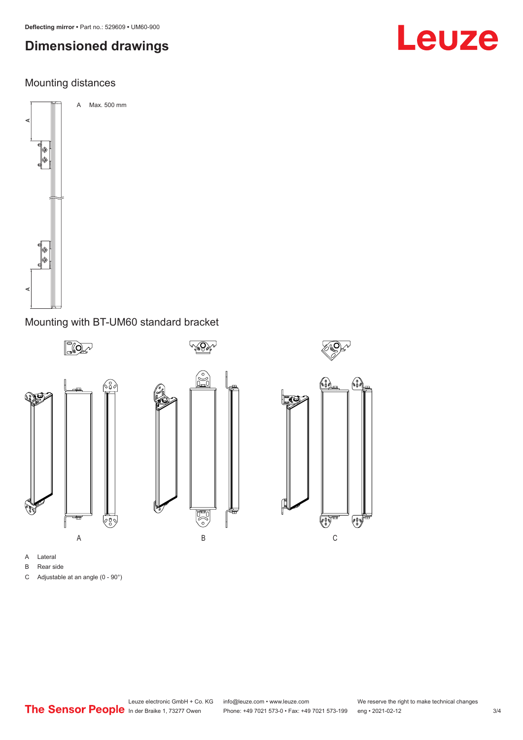# Dimensioned drawings

## Mounting distances

A Max. 500 mm

## Mounting with BT-UM60 standard bracket

A Lateral

B Rear side

C Adjustable at an angle (0 - 90°)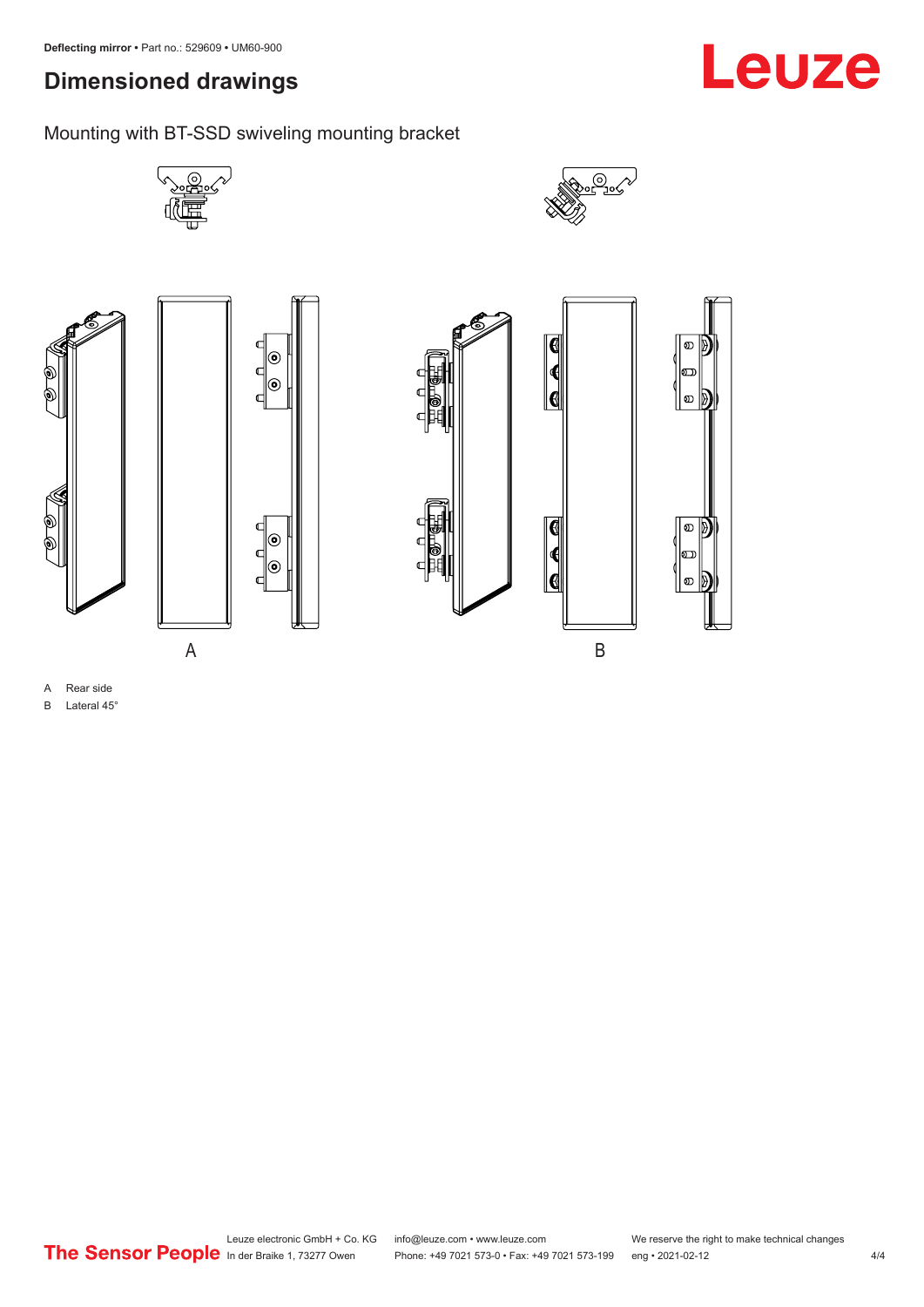# Dimensioned drawings

Mounting with BT-SSD swiveling mounting bracket

A

B

A Rear side

B Lateral 45°